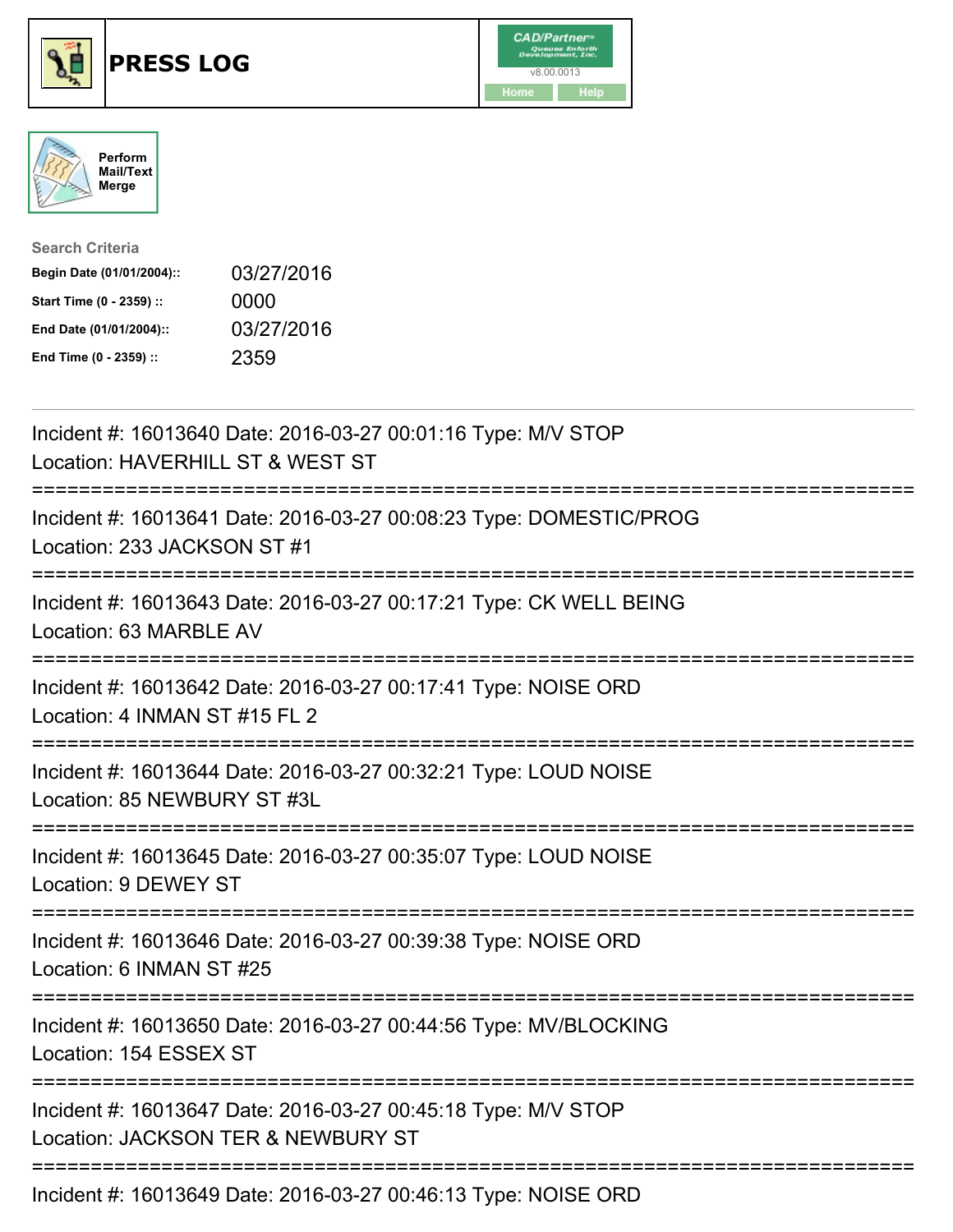# PRESS LOG

CAD/Partner v8.00.0013

Home Help

Perform Mail/Text Merge

**Search Criteria**

| | |
|---|---|
| **Begin Date (01/01/2004)::** | 03/27/2016 |
| **Start Time (0 - 2359) ::** | 0000 |
| **End Date (01/01/2004)::** | 03/27/2016 |
| **End Time (0 - 2359) ::** | 2359 |

---

Incident #: 16013640 Date: 2016-03-27 00:01:16 Type: M/V STOP
Location: HAVERHILL ST & WEST ST

===========================================================================

Incident #: 16013641 Date: 2016-03-27 00:08:23 Type: DOMESTIC/PROG
Location: 233 JACKSON ST #1

===========================================================================

Incident #: 16013643 Date: 2016-03-27 00:17:21 Type: CK WELL BEING
Location: 63 MARBLE AV

===========================================================================

Incident #: 16013642 Date: 2016-03-27 00:17:41 Type: NOISE ORD
Location: 4 INMAN ST #15 FL 2

===========================================================================

Incident #: 16013644 Date: 2016-03-27 00:32:21 Type: LOUD NOISE
Location: 85 NEWBURY ST #3L

===========================================================================

Incident #: 16013645 Date: 2016-03-27 00:35:07 Type: LOUD NOISE
Location: 9 DEWEY ST

===========================================================================

Incident #: 16013646 Date: 2016-03-27 00:39:38 Type: NOISE ORD
Location: 6 INMAN ST #25

===========================================================================

Incident #: 16013650 Date: 2016-03-27 00:44:56 Type: MV/BLOCKING
Location: 154 ESSEX ST

===========================================================================

Incident #: 16013647 Date: 2016-03-27 00:45:18 Type: M/V STOP
Location: JACKSON TER & NEWBURY ST

===========================================================================

Incident #: 16013649 Date: 2016-03-27 00:46:13 Type: NOISE ORD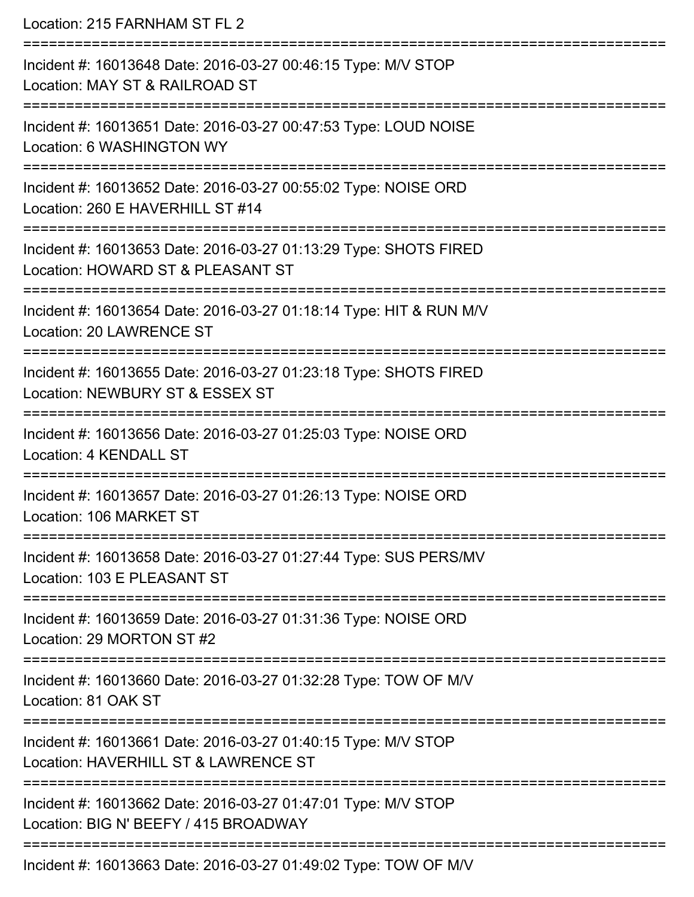Location: 215 FARNHAM ST FL 2

===========================================================================

Incident #: 16013648 Date: 2016-03-27 00:46:15 Type: M/V STOP

Location: MAY ST & RAILROAD ST

===========================================================================

Incident #: 16013651 Date: 2016-03-27 00:47:53 Type: LOUD NOISE

Location: 6 WASHINGTON WY

===========================================================================

Incident #: 16013652 Date: 2016-03-27 00:55:02 Type: NOISE ORD

Location: 260 E HAVERHILL ST #14

===========================================================================

Incident #: 16013653 Date: 2016-03-27 01:13:29 Type: SHOTS FIRED

Location: HOWARD ST & PLEASANT ST

===========================================================================

Incident #: 16013654 Date: 2016-03-27 01:18:14 Type: HIT & RUN M/V

Location: 20 LAWRENCE ST

===========================================================================

Incident #: 16013655 Date: 2016-03-27 01:23:18 Type: SHOTS FIRED

Location: NEWBURY ST & ESSEX ST

===========================================================================

Incident #: 16013656 Date: 2016-03-27 01:25:03 Type: NOISE ORD

Location: 4 KENDALL ST

===========================================================================

Incident #: 16013657 Date: 2016-03-27 01:26:13 Type: NOISE ORD

Location: 106 MARKET ST

===========================================================================

Incident #: 16013658 Date: 2016-03-27 01:27:44 Type: SUS PERS/MV

Location: 103 E PLEASANT ST

===========================================================================

Incident #: 16013659 Date: 2016-03-27 01:31:36 Type: NOISE ORD

Location: 29 MORTON ST #2

===========================================================================

Incident #: 16013660 Date: 2016-03-27 01:32:28 Type: TOW OF M/V

Location: 81 OAK ST

===========================================================================

Incident #: 16013661 Date: 2016-03-27 01:40:15 Type: M/V STOP

Location: HAVERHILL ST & LAWRENCE ST

===========================================================================

Incident #: 16013662 Date: 2016-03-27 01:47:01 Type: M/V STOP

Location: BIG N' BEEFY / 415 BROADWAY

===========================================================================

Incident #: 16013663 Date: 2016-03-27 01:49:02 Type: TOW OF M/V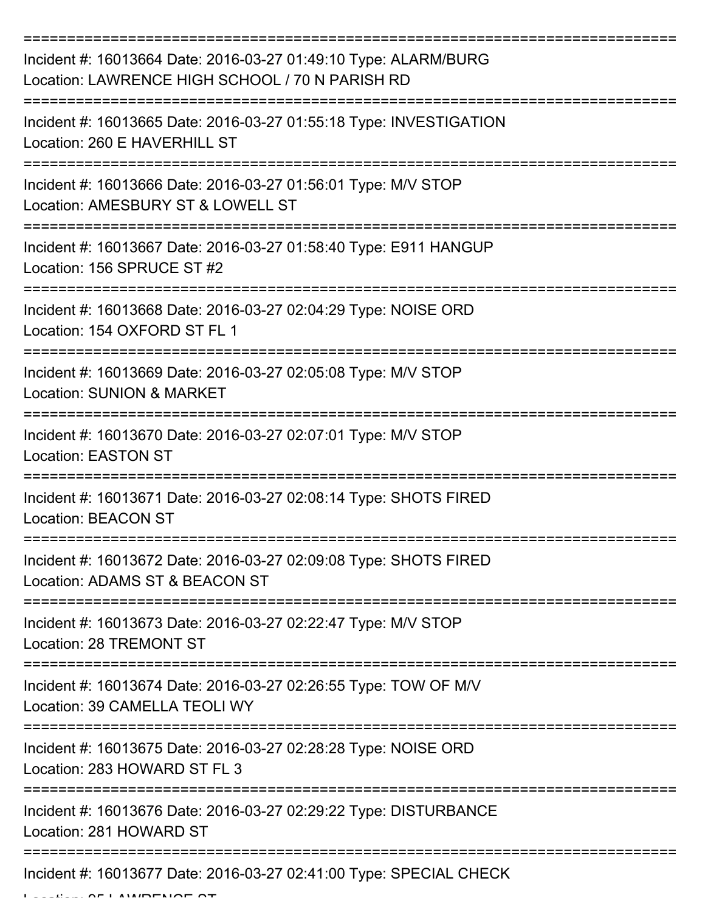===========================================================================

Incident #: 16013664 Date: 2016-03-27 01:49:10 Type: ALARM/BURG
Location: LAWRENCE HIGH SCHOOL / 70 N PARISH RD

===========================================================================

Incident #: 16013665 Date: 2016-03-27 01:55:18 Type: INVESTIGATION
Location: 260 E HAVERHILL ST

===========================================================================

Incident #: 16013666 Date: 2016-03-27 01:56:01 Type: M/V STOP
Location: AMESBURY ST & LOWELL ST

===========================================================================

Incident #: 16013667 Date: 2016-03-27 01:58:40 Type: E911 HANGUP
Location: 156 SPRUCE ST #2

===========================================================================

Incident #: 16013668 Date: 2016-03-27 02:04:29 Type: NOISE ORD
Location: 154 OXFORD ST FL 1

===========================================================================

Incident #: 16013669 Date: 2016-03-27 02:05:08 Type: M/V STOP
Location: SUNION & MARKET

===========================================================================

Incident #: 16013670 Date: 2016-03-27 02:07:01 Type: M/V STOP
Location: EASTON ST

===========================================================================

Incident #: 16013671 Date: 2016-03-27 02:08:14 Type: SHOTS FIRED
Location: BEACON ST

===========================================================================

Incident #: 16013672 Date: 2016-03-27 02:09:08 Type: SHOTS FIRED
Location: ADAMS ST & BEACON ST

===========================================================================

Incident #: 16013673 Date: 2016-03-27 02:22:47 Type: M/V STOP
Location: 28 TREMONT ST

===========================================================================

Incident #: 16013674 Date: 2016-03-27 02:26:55 Type: TOW OF M/V
Location: 39 CAMELLA TEOLI WY

===========================================================================

Incident #: 16013675 Date: 2016-03-27 02:28:28 Type: NOISE ORD
Location: 283 HOWARD ST FL 3

===========================================================================

Incident #: 16013676 Date: 2016-03-27 02:29:22 Type: DISTURBANCE
Location: 281 HOWARD ST

===========================================================================

Incident #: 16013677 Date: 2016-03-27 02:41:00 Type: SPECIAL CHECK
Location: 95 LAWRENCE ST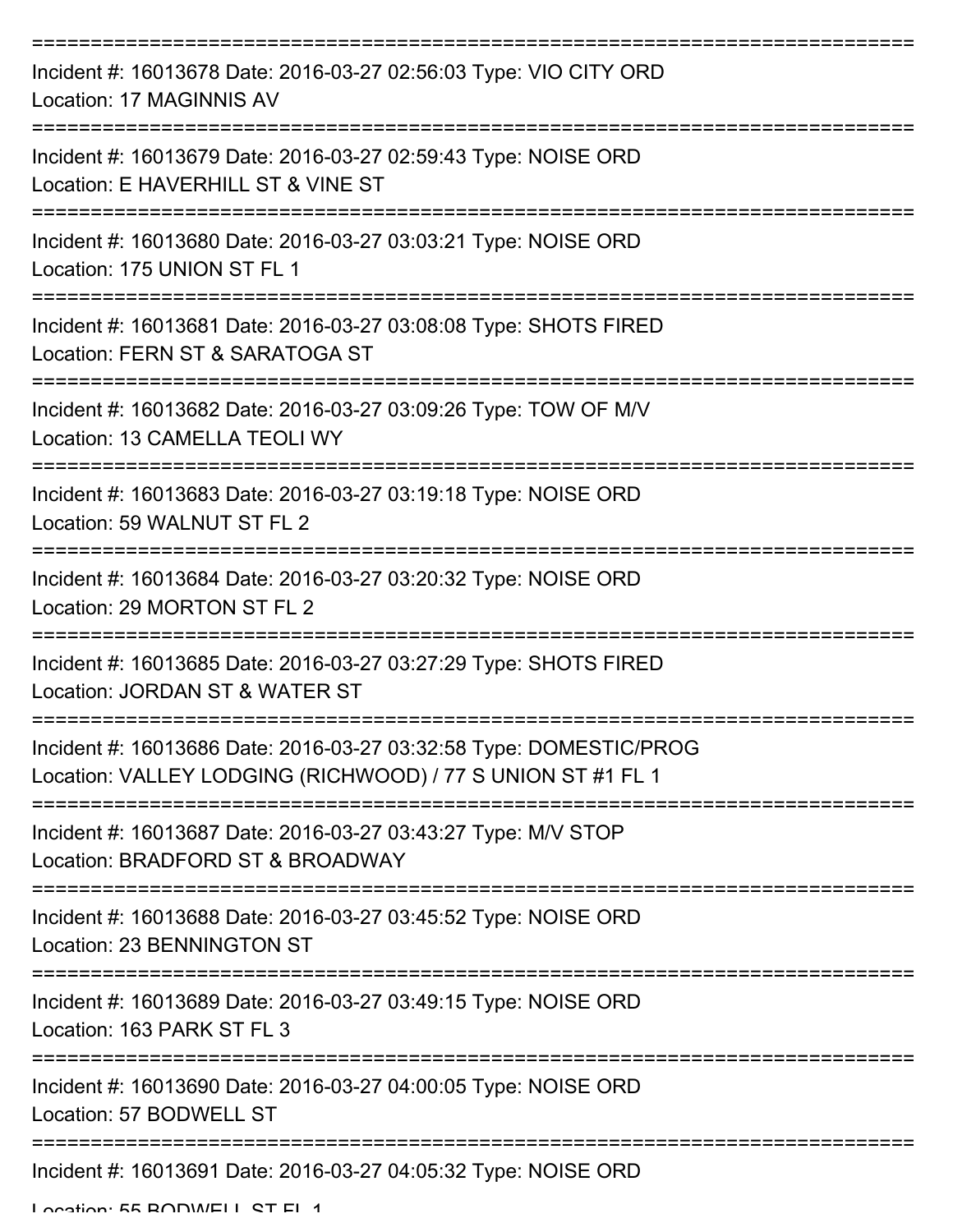===========================================================================

Incident #: 16013678 Date: 2016-03-27 02:56:03 Type: VIO CITY ORD
Location: 17 MAGINNIS AV

===========================================================================

Incident #: 16013679 Date: 2016-03-27 02:59:43 Type: NOISE ORD
Location: E HAVERHILL ST & VINE ST

===========================================================================

Incident #: 16013680 Date: 2016-03-27 03:03:21 Type: NOISE ORD
Location: 175 UNION ST FL 1

===========================================================================

Incident #: 16013681 Date: 2016-03-27 03:08:08 Type: SHOTS FIRED
Location: FERN ST & SARATOGA ST

===========================================================================

Incident #: 16013682 Date: 2016-03-27 03:09:26 Type: TOW OF M/V
Location: 13 CAMELLA TEOLI WY

===========================================================================

Incident #: 16013683 Date: 2016-03-27 03:19:18 Type: NOISE ORD
Location: 59 WALNUT ST FL 2

===========================================================================

Incident #: 16013684 Date: 2016-03-27 03:20:32 Type: NOISE ORD
Location: 29 MORTON ST FL 2

===========================================================================

Incident #: 16013685 Date: 2016-03-27 03:27:29 Type: SHOTS FIRED
Location: JORDAN ST & WATER ST

===========================================================================

Incident #: 16013686 Date: 2016-03-27 03:32:58 Type: DOMESTIC/PROG
Location: VALLEY LODGING (RICHWOOD) / 77 S UNION ST #1 FL 1

===========================================================================

Incident #: 16013687 Date: 2016-03-27 03:43:27 Type: M/V STOP
Location: BRADFORD ST & BROADWAY

===========================================================================

Incident #: 16013688 Date: 2016-03-27 03:45:52 Type: NOISE ORD
Location: 23 BENNINGTON ST

===========================================================================

Incident #: 16013689 Date: 2016-03-27 03:49:15 Type: NOISE ORD
Location: 163 PARK ST FL 3

===========================================================================

Incident #: 16013690 Date: 2016-03-27 04:00:05 Type: NOISE ORD
Location: 57 BODWELL ST

===========================================================================

Incident #: 16013691 Date: 2016-03-27 04:05:32 Type: NOISE ORD
Location: 55 BODWELL ST FL 1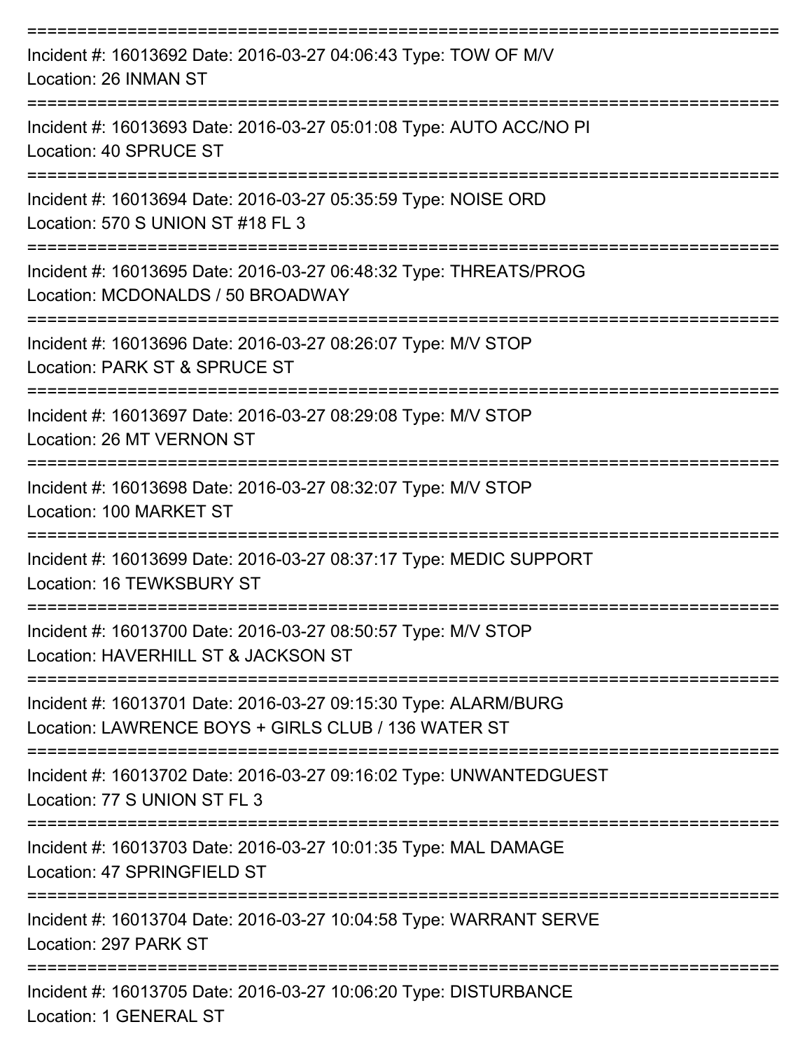Incident #: 16013692 Date: 2016-03-27 04:06:43 Type: TOW OF M/V
Location: 26 INMAN ST

Incident #: 16013693 Date: 2016-03-27 05:01:08 Type: AUTO ACC/NO PI
Location: 40 SPRUCE ST

Incident #: 16013694 Date: 2016-03-27 05:35:59 Type: NOISE ORD
Location: 570 S UNION ST #18 FL 3

Incident #: 16013695 Date: 2016-03-27 06:48:32 Type: THREATS/PROG
Location: MCDONALDS / 50 BROADWAY

Incident #: 16013696 Date: 2016-03-27 08:26:07 Type: M/V STOP
Location: PARK ST & SPRUCE ST

Incident #: 16013697 Date: 2016-03-27 08:29:08 Type: M/V STOP
Location: 26 MT VERNON ST

Incident #: 16013698 Date: 2016-03-27 08:32:07 Type: M/V STOP
Location: 100 MARKET ST

Incident #: 16013699 Date: 2016-03-27 08:37:17 Type: MEDIC SUPPORT
Location: 16 TEWKSBURY ST

Incident #: 16013700 Date: 2016-03-27 08:50:57 Type: M/V STOP
Location: HAVERHILL ST & JACKSON ST

Incident #: 16013701 Date: 2016-03-27 09:15:30 Type: ALARM/BURG
Location: LAWRENCE BOYS + GIRLS CLUB / 136 WATER ST

Incident #: 16013702 Date: 2016-03-27 09:16:02 Type: UNWANTEDGUEST
Location: 77 S UNION ST FL 3

Incident #: 16013703 Date: 2016-03-27 10:01:35 Type: MAL DAMAGE
Location: 47 SPRINGFIELD ST

Incident #: 16013704 Date: 2016-03-27 10:04:58 Type: WARRANT SERVE
Location: 297 PARK ST

Incident #: 16013705 Date: 2016-03-27 10:06:20 Type: DISTURBANCE
Location: 1 GENERAL ST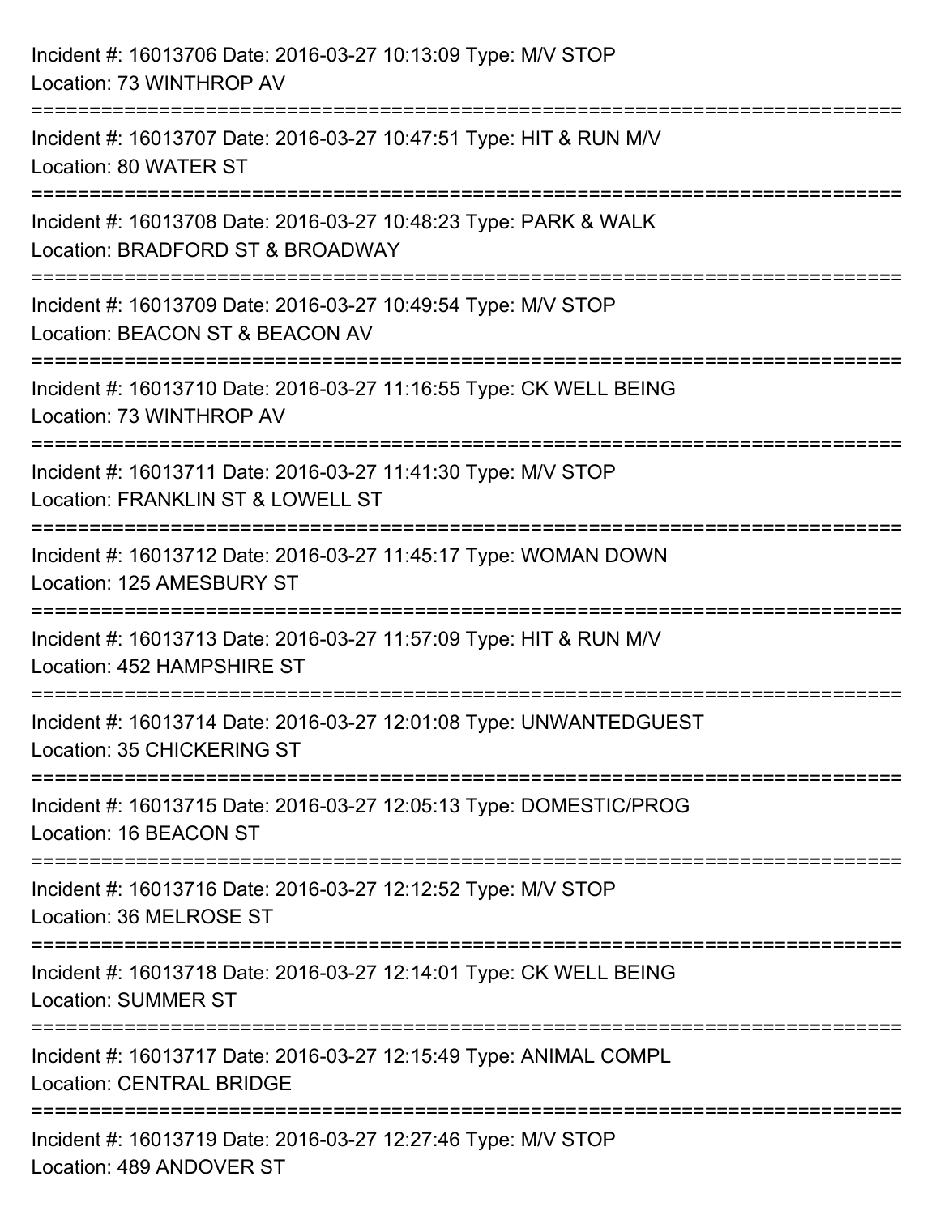Incident #: 16013706 Date: 2016-03-27 10:13:09 Type: M/V STOP
Location: 73 WINTHROP AV

===========================================================================

Incident #: 16013707 Date: 2016-03-27 10:47:51 Type: HIT & RUN M/V
Location: 80 WATER ST

===========================================================================

Incident #: 16013708 Date: 2016-03-27 10:48:23 Type: PARK & WALK
Location: BRADFORD ST & BROADWAY

===========================================================================

Incident #: 16013709 Date: 2016-03-27 10:49:54 Type: M/V STOP
Location: BEACON ST & BEACON AV

===========================================================================

Incident #: 16013710 Date: 2016-03-27 11:16:55 Type: CK WELL BEING
Location: 73 WINTHROP AV

===========================================================================

Incident #: 16013711 Date: 2016-03-27 11:41:30 Type: M/V STOP
Location: FRANKLIN ST & LOWELL ST

===========================================================================

Incident #: 16013712 Date: 2016-03-27 11:45:17 Type: WOMAN DOWN
Location: 125 AMESBURY ST

===========================================================================

Incident #: 16013713 Date: 2016-03-27 11:57:09 Type: HIT & RUN M/V
Location: 452 HAMPSHIRE ST

===========================================================================

Incident #: 16013714 Date: 2016-03-27 12:01:08 Type: UNWANTEDGUEST
Location: 35 CHICKERING ST

===========================================================================

Incident #: 16013715 Date: 2016-03-27 12:05:13 Type: DOMESTIC/PROG
Location: 16 BEACON ST

===========================================================================

Incident #: 16013716 Date: 2016-03-27 12:12:52 Type: M/V STOP
Location: 36 MELROSE ST

===========================================================================

Incident #: 16013718 Date: 2016-03-27 12:14:01 Type: CK WELL BEING
Location: SUMMER ST

===========================================================================

Incident #: 16013717 Date: 2016-03-27 12:15:49 Type: ANIMAL COMPL
Location: CENTRAL BRIDGE

===========================================================================

Incident #: 16013719 Date: 2016-03-27 12:27:46 Type: M/V STOP
Location: 489 ANDOVER ST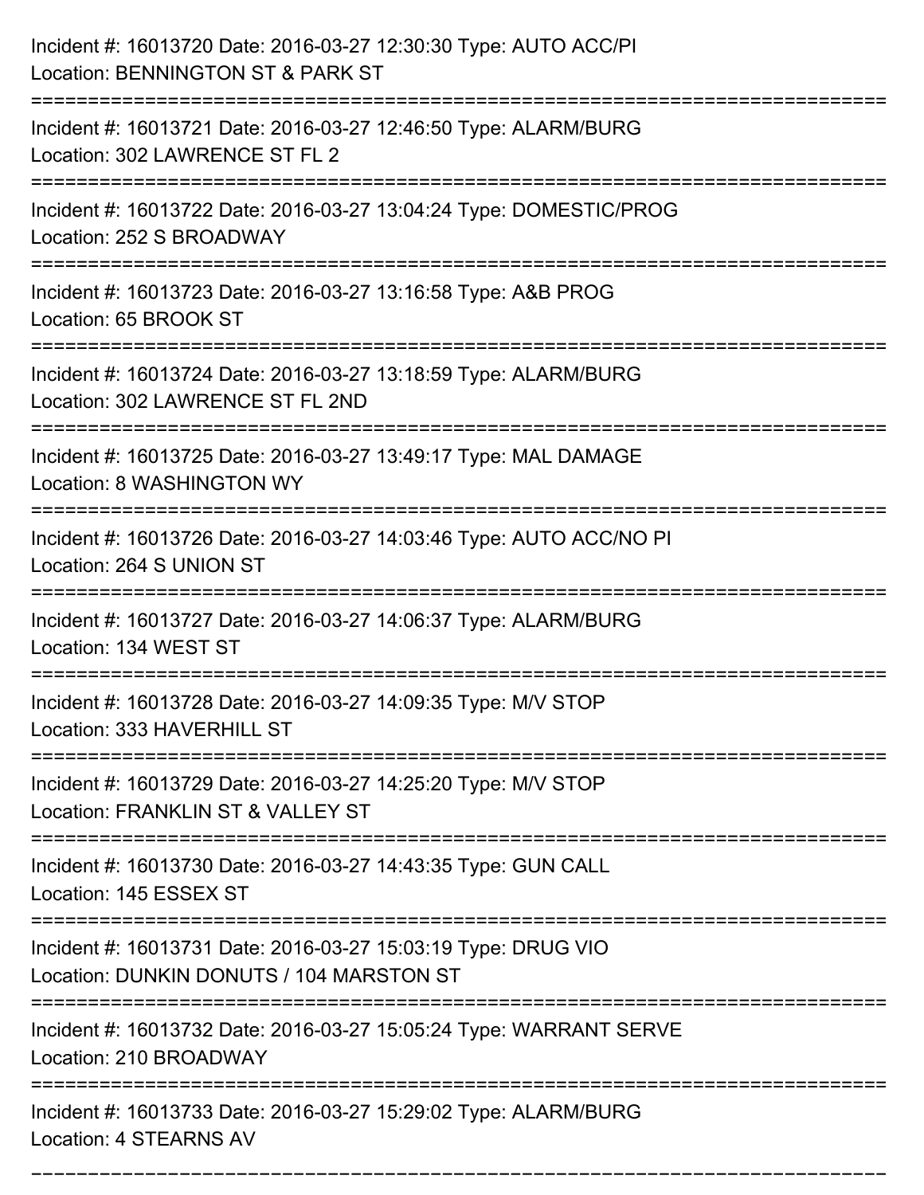Incident #: 16013720 Date: 2016-03-27 12:30:30 Type: AUTO ACC/PI
Location: BENNINGTON ST & PARK ST

===========================================================================

Incident #: 16013721 Date: 2016-03-27 12:46:50 Type: ALARM/BURG
Location: 302 LAWRENCE ST FL 2

===========================================================================

Incident #: 16013722 Date: 2016-03-27 13:04:24 Type: DOMESTIC/PROG
Location: 252 S BROADWAY

===========================================================================

Incident #: 16013723 Date: 2016-03-27 13:16:58 Type: A&B PROG
Location: 65 BROOK ST

===========================================================================

Incident #: 16013724 Date: 2016-03-27 13:18:59 Type: ALARM/BURG
Location: 302 LAWRENCE ST FL 2ND

===========================================================================

Incident #: 16013725 Date: 2016-03-27 13:49:17 Type: MAL DAMAGE
Location: 8 WASHINGTON WY

===========================================================================

Incident #: 16013726 Date: 2016-03-27 14:03:46 Type: AUTO ACC/NO PI
Location: 264 S UNION ST

===========================================================================

Incident #: 16013727 Date: 2016-03-27 14:06:37 Type: ALARM/BURG
Location: 134 WEST ST

===========================================================================

Incident #: 16013728 Date: 2016-03-27 14:09:35 Type: M/V STOP
Location: 333 HAVERHILL ST

===========================================================================

Incident #: 16013729 Date: 2016-03-27 14:25:20 Type: M/V STOP
Location: FRANKLIN ST & VALLEY ST

===========================================================================

Incident #: 16013730 Date: 2016-03-27 14:43:35 Type: GUN CALL
Location: 145 ESSEX ST

===========================================================================

Incident #: 16013731 Date: 2016-03-27 15:03:19 Type: DRUG VIO
Location: DUNKIN DONUTS / 104 MARSTON ST

===========================================================================

Incident #: 16013732 Date: 2016-03-27 15:05:24 Type: WARRANT SERVE
Location: 210 BROADWAY

===========================================================================

Incident #: 16013733 Date: 2016-03-27 15:29:02 Type: ALARM/BURG
Location: 4 STEARNS AV

===========================================================================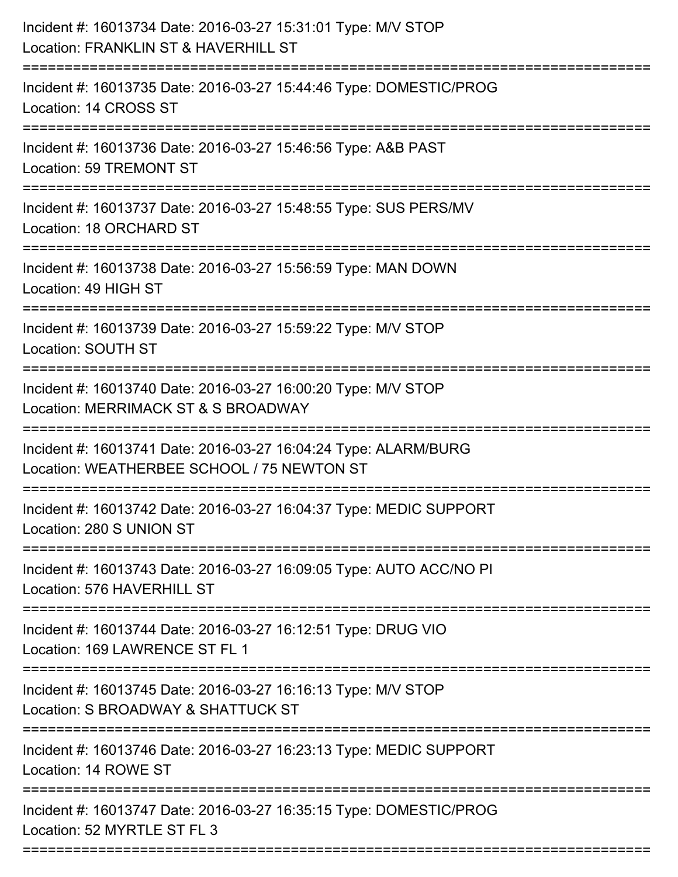Incident #: 16013734 Date: 2016-03-27 15:31:01 Type: M/V STOP
Location: FRANKLIN ST & HAVERHILL ST

===========================================================================

Incident #: 16013735 Date: 2016-03-27 15:44:46 Type: DOMESTIC/PROG
Location: 14 CROSS ST

===========================================================================

Incident #: 16013736 Date: 2016-03-27 15:46:56 Type: A&B PAST
Location: 59 TREMONT ST

===========================================================================

Incident #: 16013737 Date: 2016-03-27 15:48:55 Type: SUS PERS/MV
Location: 18 ORCHARD ST

===========================================================================

Incident #: 16013738 Date: 2016-03-27 15:56:59 Type: MAN DOWN
Location: 49 HIGH ST

===========================================================================

Incident #: 16013739 Date: 2016-03-27 15:59:22 Type: M/V STOP
Location: SOUTH ST

===========================================================================

Incident #: 16013740 Date: 2016-03-27 16:00:20 Type: M/V STOP
Location: MERRIMACK ST & S BROADWAY

===========================================================================

Incident #: 16013741 Date: 2016-03-27 16:04:24 Type: ALARM/BURG
Location: WEATHERBEE SCHOOL / 75 NEWTON ST

===========================================================================

Incident #: 16013742 Date: 2016-03-27 16:04:37 Type: MEDIC SUPPORT
Location: 280 S UNION ST

===========================================================================

Incident #: 16013743 Date: 2016-03-27 16:09:05 Type: AUTO ACC/NO PI
Location: 576 HAVERHILL ST

===========================================================================

Incident #: 16013744 Date: 2016-03-27 16:12:51 Type: DRUG VIO
Location: 169 LAWRENCE ST FL 1

===========================================================================

Incident #: 16013745 Date: 2016-03-27 16:16:13 Type: M/V STOP
Location: S BROADWAY & SHATTUCK ST

===========================================================================

Incident #: 16013746 Date: 2016-03-27 16:23:13 Type: MEDIC SUPPORT
Location: 14 ROWE ST

===========================================================================

Incident #: 16013747 Date: 2016-03-27 16:35:15 Type: DOMESTIC/PROG
Location: 52 MYRTLE ST FL 3

===========================================================================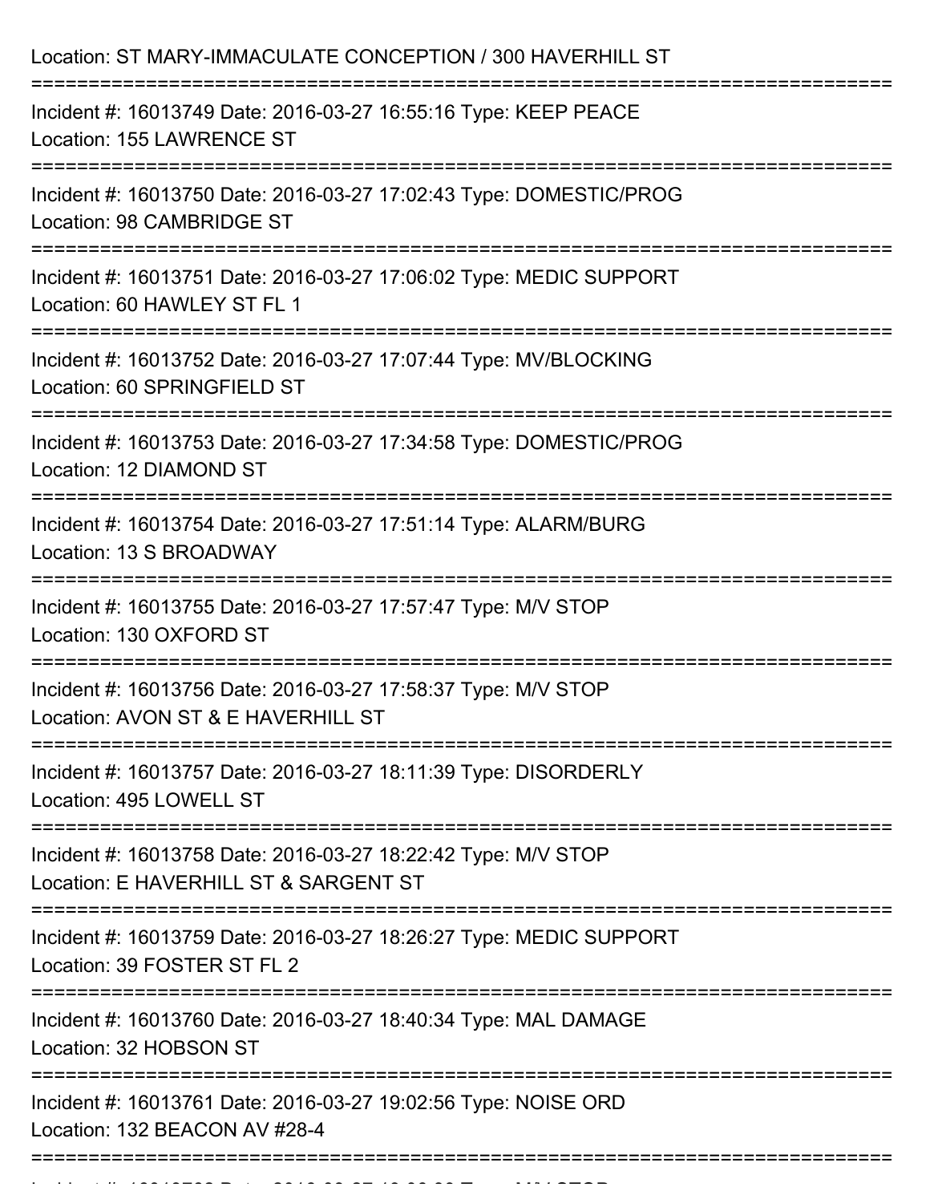Location: ST MARY-IMMACULATE CONCEPTION / 300 HAVERHILL ST

===========================================================================

Incident #: 16013749 Date: 2016-03-27 16:55:16 Type: KEEP PEACE
Location: 155 LAWRENCE ST

===========================================================================

Incident #: 16013750 Date: 2016-03-27 17:02:43 Type: DOMESTIC/PROG
Location: 98 CAMBRIDGE ST

===========================================================================

Incident #: 16013751 Date: 2016-03-27 17:06:02 Type: MEDIC SUPPORT
Location: 60 HAWLEY ST FL 1

===========================================================================

Incident #: 16013752 Date: 2016-03-27 17:07:44 Type: MV/BLOCKING
Location: 60 SPRINGFIELD ST

===========================================================================

Incident #: 16013753 Date: 2016-03-27 17:34:58 Type: DOMESTIC/PROG
Location: 12 DIAMOND ST

===========================================================================

Incident #: 16013754 Date: 2016-03-27 17:51:14 Type: ALARM/BURG
Location: 13 S BROADWAY

===========================================================================

Incident #: 16013755 Date: 2016-03-27 17:57:47 Type: M/V STOP
Location: 130 OXFORD ST

===========================================================================

Incident #: 16013756 Date: 2016-03-27 17:58:37 Type: M/V STOP
Location: AVON ST & E HAVERHILL ST

===========================================================================

Incident #: 16013757 Date: 2016-03-27 18:11:39 Type: DISORDERLY
Location: 495 LOWELL ST

===========================================================================

Incident #: 16013758 Date: 2016-03-27 18:22:42 Type: M/V STOP
Location: E HAVERHILL ST & SARGENT ST

===========================================================================

Incident #: 16013759 Date: 2016-03-27 18:26:27 Type: MEDIC SUPPORT
Location: 39 FOSTER ST FL 2

===========================================================================

Incident #: 16013760 Date: 2016-03-27 18:40:34 Type: MAL DAMAGE
Location: 32 HOBSON ST

===========================================================================

Incident #: 16013761 Date: 2016-03-27 19:02:56 Type: NOISE ORD
Location: 132 BEACON AV #28-4

===========================================================================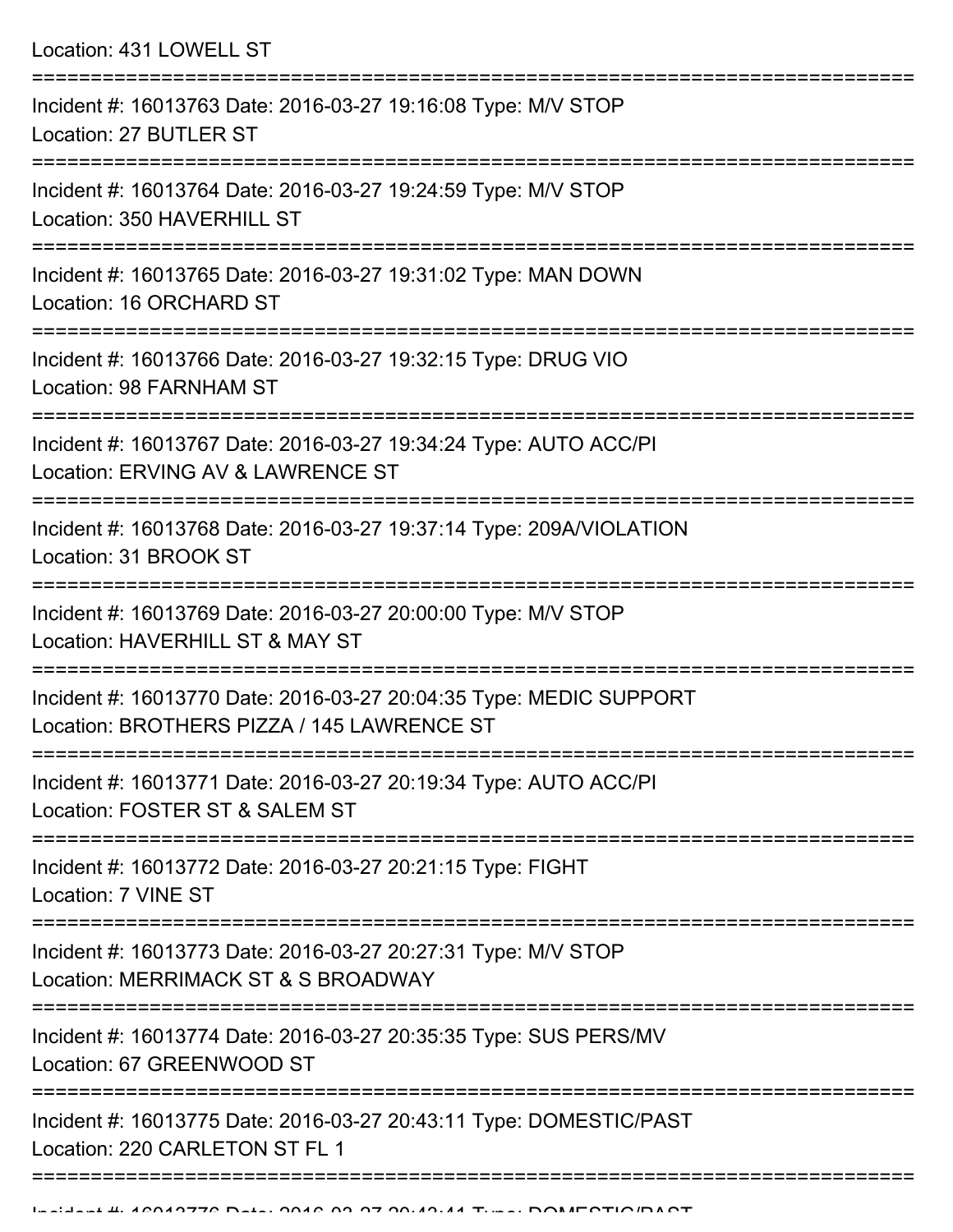Location: 431 LOWELL ST

==============================================================================

Incident #: 16013763 Date: 2016-03-27 19:16:08 Type: M/V STOP
Location: 27 BUTLER ST

==============================================================================

Incident #: 16013764 Date: 2016-03-27 19:24:59 Type: M/V STOP
Location: 350 HAVERHILL ST

==============================================================================

Incident #: 16013765 Date: 2016-03-27 19:31:02 Type: MAN DOWN
Location: 16 ORCHARD ST

==============================================================================

Incident #: 16013766 Date: 2016-03-27 19:32:15 Type: DRUG VIO
Location: 98 FARNHAM ST

==============================================================================

Incident #: 16013767 Date: 2016-03-27 19:34:24 Type: AUTO ACC/PI
Location: ERVING AV & LAWRENCE ST

==============================================================================

Incident #: 16013768 Date: 2016-03-27 19:37:14 Type: 209A/VIOLATION
Location: 31 BROOK ST

==============================================================================

Incident #: 16013769 Date: 2016-03-27 20:00:00 Type: M/V STOP
Location: HAVERHILL ST & MAY ST

==============================================================================

Incident #: 16013770 Date: 2016-03-27 20:04:35 Type: MEDIC SUPPORT
Location: BROTHERS PIZZA / 145 LAWRENCE ST

==============================================================================

Incident #: 16013771 Date: 2016-03-27 20:19:34 Type: AUTO ACC/PI
Location: FOSTER ST & SALEM ST

==============================================================================

Incident #: 16013772 Date: 2016-03-27 20:21:15 Type: FIGHT
Location: 7 VINE ST

==============================================================================

Incident #: 16013773 Date: 2016-03-27 20:27:31 Type: M/V STOP
Location: MERRIMACK ST & S BROADWAY

==============================================================================

Incident #: 16013774 Date: 2016-03-27 20:35:35 Type: SUS PERS/MV
Location: 67 GREENWOOD ST

==============================================================================

Incident #: 16013775 Date: 2016-03-27 20:43:11 Type: DOMESTIC/PAST
Location: 220 CARLETON ST FL 1

==============================================================================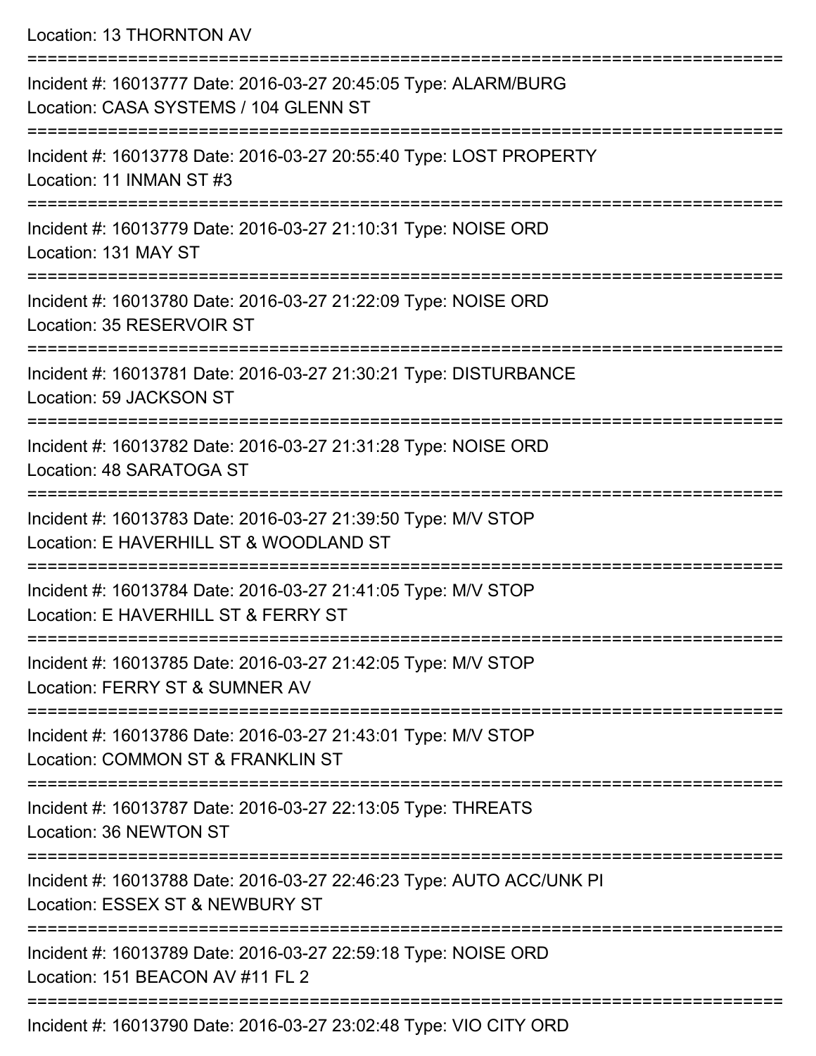Location: 13 THORNTON AV

===========================================================================

Incident #: 16013777 Date: 2016-03-27 20:45:05 Type: ALARM/BURG
Location: CASA SYSTEMS / 104 GLENN ST

===========================================================================

Incident #: 16013778 Date: 2016-03-27 20:55:40 Type: LOST PROPERTY
Location: 11 INMAN ST #3

===========================================================================

Incident #: 16013779 Date: 2016-03-27 21:10:31 Type: NOISE ORD
Location: 131 MAY ST

===========================================================================

Incident #: 16013780 Date: 2016-03-27 21:22:09 Type: NOISE ORD
Location: 35 RESERVOIR ST

===========================================================================

Incident #: 16013781 Date: 2016-03-27 21:30:21 Type: DISTURBANCE
Location: 59 JACKSON ST

===========================================================================

Incident #: 16013782 Date: 2016-03-27 21:31:28 Type: NOISE ORD
Location: 48 SARATOGA ST

===========================================================================

Incident #: 16013783 Date: 2016-03-27 21:39:50 Type: M/V STOP
Location: E HAVERHILL ST & WOODLAND ST

===========================================================================

Incident #: 16013784 Date: 2016-03-27 21:41:05 Type: M/V STOP
Location: E HAVERHILL ST & FERRY ST

===========================================================================

Incident #: 16013785 Date: 2016-03-27 21:42:05 Type: M/V STOP
Location: FERRY ST & SUMNER AV

===========================================================================

Incident #: 16013786 Date: 2016-03-27 21:43:01 Type: M/V STOP
Location: COMMON ST & FRANKLIN ST

===========================================================================

Incident #: 16013787 Date: 2016-03-27 22:13:05 Type: THREATS
Location: 36 NEWTON ST

===========================================================================

Incident #: 16013788 Date: 2016-03-27 22:46:23 Type: AUTO ACC/UNK PI
Location: ESSEX ST & NEWBURY ST

===========================================================================

Incident #: 16013789 Date: 2016-03-27 22:59:18 Type: NOISE ORD
Location: 151 BEACON AV #11 FL 2

===========================================================================

Incident #: 16013790 Date: 2016-03-27 23:02:48 Type: VIO CITY ORD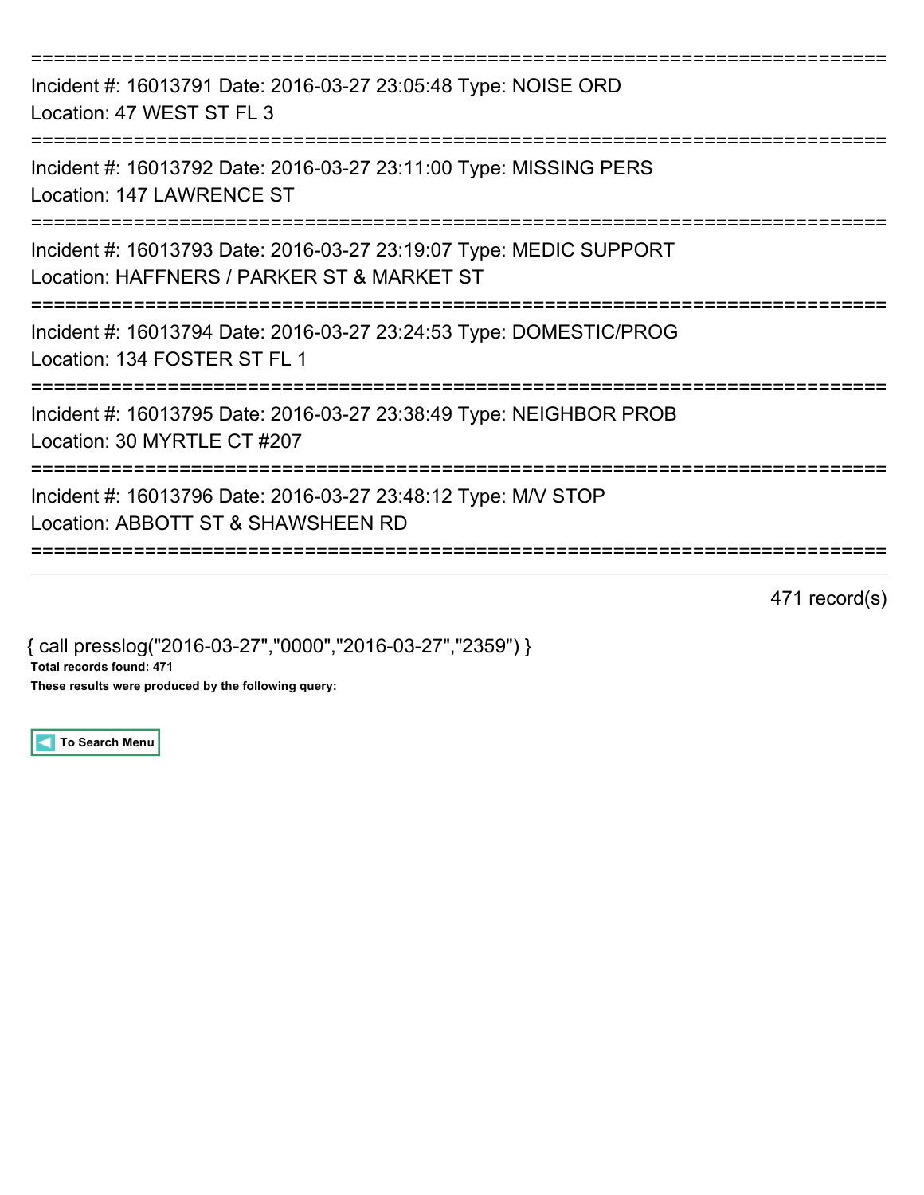===========================================================================

Incident #: 16013791 Date: 2016-03-27 23:05:48 Type: NOISE ORD
Location: 47 WEST ST FL 3

===========================================================================

Incident #: 16013792 Date: 2016-03-27 23:11:00 Type: MISSING PERS
Location: 147 LAWRENCE ST

===========================================================================

Incident #: 16013793 Date: 2016-03-27 23:19:07 Type: MEDIC SUPPORT
Location: HAFFNERS / PARKER ST & MARKET ST

===========================================================================

Incident #: 16013794 Date: 2016-03-27 23:24:53 Type: DOMESTIC/PROG
Location: 134 FOSTER ST FL 1

===========================================================================

Incident #: 16013795 Date: 2016-03-27 23:38:49 Type: NEIGHBOR PROB
Location: 30 MYRTLE CT #207

===========================================================================

Incident #: 16013796 Date: 2016-03-27 23:48:12 Type: M/V STOP
Location: ABBOTT ST & SHAWSHEEN RD

===========================================================================

471 record(s)

{ call presslog("2016-03-27","0000","2016-03-27","2359") }

**Total records found: 471**

**These results were produced by the following query:**

**To Search Menu**